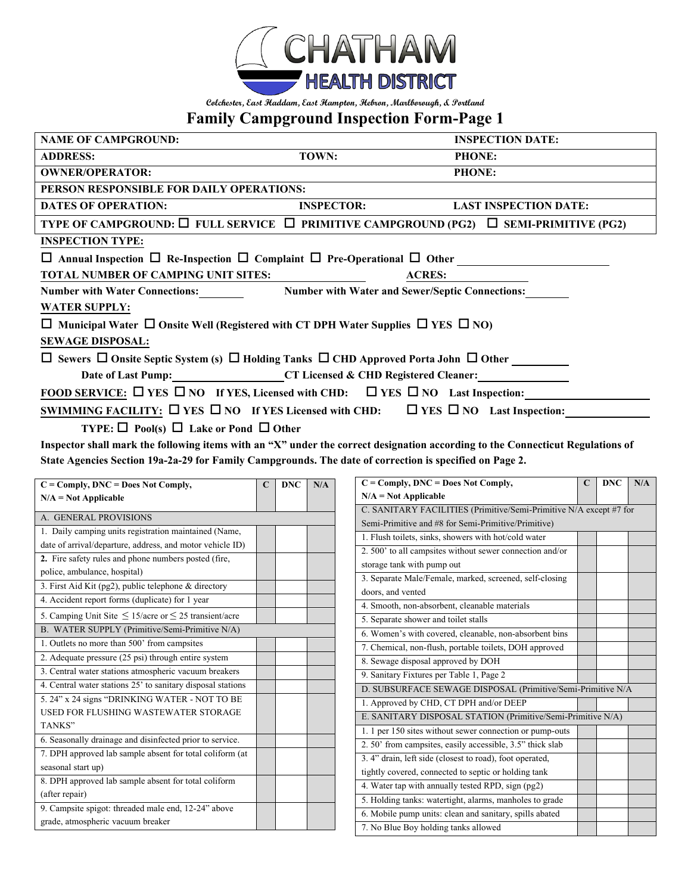# CHATHAM HEALTH DISTRICT

Colchester, East Haddam, East Hampton, Hebron, Marlborough, & Portland

## Family Campground Inspection Form-Page 1

| | | |
|---|---|---|
| **NAME OF CAMPGROUND:** | | **INSPECTION DATE:** |
| **ADDRESS:** | **TOWN:** | **PHONE:** |
| **OWNER/OPERATOR:** | | **PHONE:** |
| **PERSON RESPONSIBLE FOR DAILY OPERATIONS:** | | |
| **DATES OF OPERATION:** | **INSPECTOR:** | **LAST INSPECTION DATE:** |

**TYPE OF CAMPGROUND:** ☐ **FULL SERVICE** ☐ **PRIMITIVE CAMPGROUND (PG2)** ☐ **SEMI-PRIMITIVE (PG2)**

**INSPECTION TYPE:**

☐ **Annual Inspection** ☐ **Re-Inspection** ☐ **Complaint** ☐ **Pre-Operational** ☐ **Other** ____________________

**TOTAL NUMBER OF CAMPING UNIT SITES:** ____________ **ACRES:** ____________

**Number with Water Connections:** ________ **Number with Water and Sewer/Septic Connections:** ________

**WATER SUPPLY:**

☐ **Municipal Water** ☐ **Onsite Well (Registered with CT DPH Water Supplies** ☐ **YES** ☐ **NO)**

**SEWAGE DISPOSAL:**

☐ **Sewers** ☐ **Onsite Septic System (s)** ☐ **Holding Tanks** ☐ **CHD Approved Porta John** ☐ **Other** ________

**Date of Last Pump:** ________________ **CT Licensed & CHD Registered Cleaner:** ____________

**FOOD SERVICE:** ☐ **YES** ☐ **NO If YES, Licensed with CHD:** ☐ **YES** ☐ **NO Last Inspection:** ________________

**SWIMMING FACILITY:** ☐ **YES** ☐ **NO If YES Licensed with CHD:** ☐ **YES** ☐ **NO Last Inspection:** ____________

**TYPE:** ☐ **Pool(s)** ☐ **Lake or Pond** ☐ **Other**

**Inspector shall mark the following items with an "X" under the correct designation according to the Connecticut Regulations of State Agencies Section 19a-2a-29 for Family Campgrounds. The date of correction is specified on Page 2.**

| **C = Comply, DNC = Does Not Comply, N/A = Not Applicable** | **C** | **DNC** | **N/A** |
|---|---|---|---|
| A. GENERAL PROVISIONS | | | |
| 1. Daily camping units registration maintained (Name, date of arrival/departure, address, and motor vehicle ID) | | | |
| **2.** Fire safety rules and phone numbers posted (fire, police, ambulance, hospital) | | | |
| 3. First Aid Kit (pg2), public telephone & directory | | | |
| 4. Accident report forms (duplicate) for 1 year | | | |
| 5. Camping Unit Site $\leq$ 15/acre or $\leq$ 25 transient/acre | | | |
| B. WATER SUPPLY (Primitive/Semi-Primitive N/A) | | | |
| 1. Outlets no more than 500' from campsites | | | |
| 2. Adequate pressure (25 psi) through entire system | | | |
| 3. Central water stations atmospheric vacuum breakers | | | |
| 4. Central water stations 25' to sanitary disposal stations | | | |
| 5. 24" x 24 signs "DRINKING WATER - NOT TO BE USED FOR FLUSHING WASTEWATER STORAGE TANKS" | | | |
| 6. Seasonally drainage and disinfected prior to service. | | | |
| 7. DPH approved lab sample absent for total coliform (at seasonal start up) | | | |
| 8. DPH approved lab sample absent for total coliform (after repair) | | | |
| 9. Campsite spigot: threaded male end, 12-24" above grade, atmospheric vacuum breaker | | | |

| **C = Comply, DNC = Does Not Comply, N/A = Not Applicable** | **C** | **DNC** | **N/A** |
|---|---|---|---|
| C. SANITARY FACILITIES (Primitive/Semi-Primitive N/A except #7 for Semi-Primitive and #8 for Semi-Primitive/Primitive) | | | |
| 1. Flush toilets, sinks, showers with hot/cold water | | | |
| 2. 500' to all campsites without sewer connection and/or storage tank with pump out | | | |
| 3. Separate Male/Female, marked, screened, self-closing doors, and vented | | | |
| 4. Smooth, non-absorbent, cleanable materials | | | |
| 5. Separate shower and toilet stalls | | | |
| 6. Women's with covered, cleanable, non-absorbent bins | | | |
| 7. Chemical, non-flush, portable toilets, DOH approved | | | |
| 8. Sewage disposal approved by DOH | | | |
| 9. Sanitary Fixtures per Table 1, Page 2 | | | |
| D. SUBSURFACE SEWAGE DISPOSAL (Primitive/Semi-Primitive N/A | | | |
| 1. Approved by CHD, CT DPH and/or DEEP | | | |
| E. SANITARY DISPOSAL STATION (Primitive/Semi-Primitive N/A) | | | |
| 1. 1 per 150 sites without sewer connection or pump-outs | | | |
| 2. 50' from campsites, easily accessible, 3.5" thick slab | | | |
| 3. 4" drain, left side (closest to road), foot operated, tightly covered, connected to septic or holding tank | | | |
| 4. Water tap with annually tested RPD, sign (pg2) | | | |
| 5. Holding tanks: watertight, alarms, manholes to grade | | | |
| 6. Mobile pump units: clean and sanitary, spills abated | | | |
| 7. No Blue Boy holding tanks allowed | | | |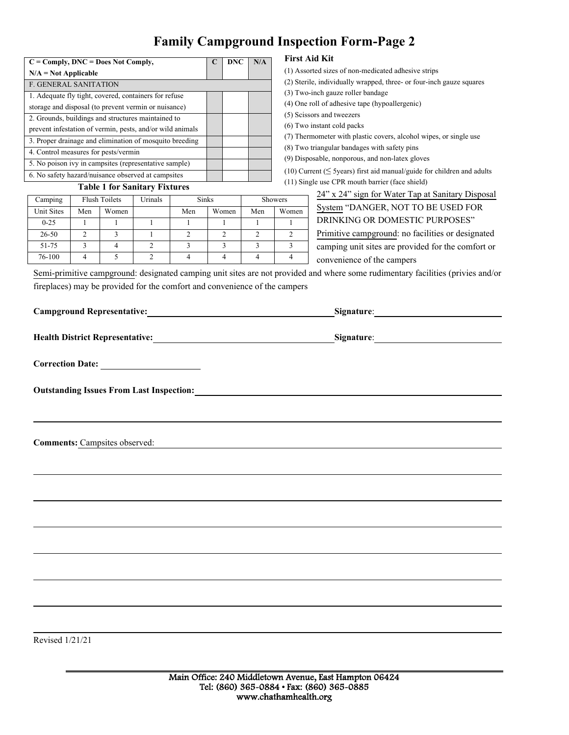# Family Campground Inspection Form-Page 2

| C = Comply, DNC = Does Not Comply, N/A = Not Applicable | C | DNC | N/A |
|---|---|---|---|
| F. GENERAL SANITATION | | | |
| 1. Adequate fly tight, covered, containers for refuse storage and disposal (to prevent vermin or nuisance) | | | |
| 2. Grounds, buildings and structures maintained to prevent infestation of vermin, pests, and/or wild animals | | | |
| 3. Proper drainage and elimination of mosquito breeding | | | |
| 4. Control measures for pests/vermin | | | |
| 5. No poison ivy in campsites (representative sample) | | | |
| 6. No safety hazard/nuisance observed at campsites | | | |

**First Aid Kit**

(1) Assorted sizes of non-medicated adhesive strips
(2) Sterile, individually wrapped, three- or four-inch gauze squares
(3) Two-inch gauze roller bandage
(4) One roll of adhesive tape (hypoallergenic)
(5) Scissors and tweezers
(6) Two instant cold packs
(7) Thermometer with plastic covers, alcohol wipes, or single use
(8) Two triangular bandages with safety pins
(9) Disposable, nonporous, and non-latex gloves
(10) Current (≤ 5years) first aid manual/guide for children and adults
(11) Single use CPR mouth barrier (face shield)

**Table 1 for Sanitary Fixtures**

| Camping | Flush Toilets | | Urinals | Sinks | | Showers | |
|---|---|---|---|---|---|---|---|
| Unit Sites | Men | Women | | Men | Women | Men | Women |
| 0-25 | 1 | 1 | 1 | 1 | 1 | 1 | 1 |
| 26-50 | 2 | 3 | 1 | 2 | 2 | 2 | 2 |
| 51-75 | 3 | 4 | 2 | 3 | 3 | 3 | 3 |
| 76-100 | 4 | 5 | 2 | 4 | 4 | 4 | 4 |

24" x 24" sign for Water Tap at Sanitary Disposal System "DANGER, NOT TO BE USED FOR DRINKING OR DOMESTIC PURPOSES"

Primitive campground: no facilities or designated camping unit sites are provided for the comfort or convenience of the campers

Semi-primitive campground: designated camping unit sites are not provided and where some rudimentary facilities (privies and/or fireplaces) may be provided for the comfort and convenience of the campers

**Campground Representative:** \_\_\_\_\_\_\_\_\_\_\_\_\_\_\_\_ **Signature**: \_\_\_\_\_\_\_\_\_\_\_\_\_\_\_\_

**Health District Representative:** \_\_\_\_\_\_\_\_\_\_\_\_\_\_\_\_ **Signature**: \_\_\_\_\_\_\_\_\_\_\_\_\_\_\_\_

**Correction Date:** \_\_\_\_\_\_\_\_\_\_\_\_\_\_\_\_

**Outstanding Issues From Last Inspection:** \_\_\_\_\_\_\_\_\_\_\_\_\_\_\_\_

**Comments:** Campsites observed:

Revised 1/21/21

Main Office: 240 Middletown Avenue, East Hampton 06424
Tel: (860) 365-0884 • Fax: (860) 365-0885
www.chathamhealth.org